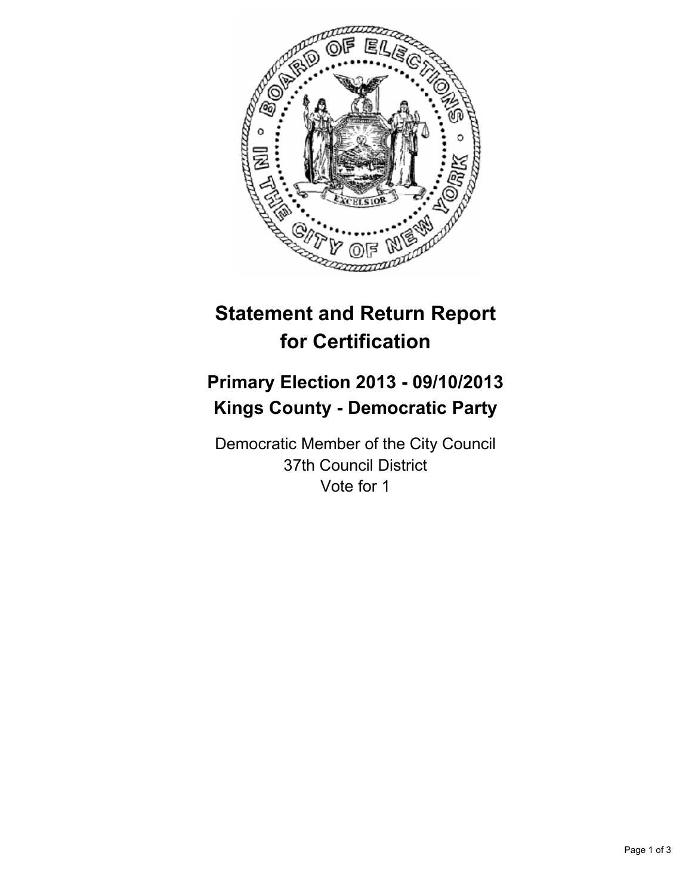# Statement and Return Report for Certification

## Primary Election 2013 - 09/10/2013
## Kings County - Democratic Party

Democratic Member of the City Council
37th Council District
Vote for 1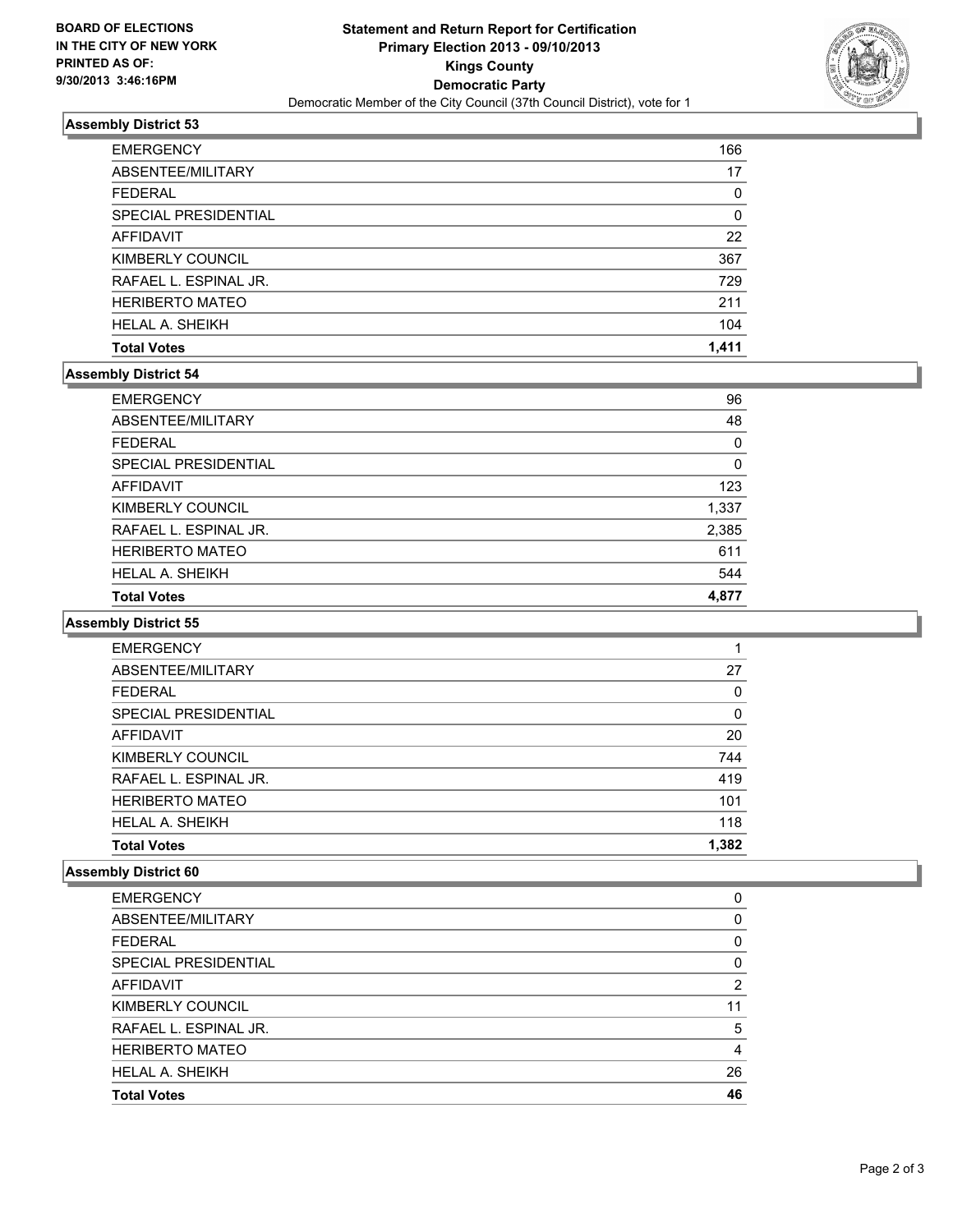BOARD OF ELECTIONS
IN THE CITY OF NEW YORK
PRINTED AS OF:
9/30/2013 3:46:16PM

# Statement and Return Report for Certification
## Primary Election 2013 - 09/10/2013
## Kings County
## Democratic Party
Democratic Member of the City Council (37th Council District), vote for 1

### Assembly District 53

| | |
|---|---|
| EMERGENCY | 166 |
| ABSENTEE/MILITARY | 17 |
| FEDERAL | 0 |
| SPECIAL PRESIDENTIAL | 0 |
| AFFIDAVIT | 22 |
| KIMBERLY COUNCIL | 367 |
| RAFAEL L. ESPINAL JR. | 729 |
| HERIBERTO MATEO | 211 |
| HELAL A. SHEIKH | 104 |
| **Total Votes** | **1,411** |

### Assembly District 54

| | |
|---|---|
| EMERGENCY | 96 |
| ABSENTEE/MILITARY | 48 |
| FEDERAL | 0 |
| SPECIAL PRESIDENTIAL | 0 |
| AFFIDAVIT | 123 |
| KIMBERLY COUNCIL | 1,337 |
| RAFAEL L. ESPINAL JR. | 2,385 |
| HERIBERTO MATEO | 611 |
| HELAL A. SHEIKH | 544 |
| **Total Votes** | **4,877** |

### Assembly District 55

| | |
|---|---|
| EMERGENCY | 1 |
| ABSENTEE/MILITARY | 27 |
| FEDERAL | 0 |
| SPECIAL PRESIDENTIAL | 0 |
| AFFIDAVIT | 20 |
| KIMBERLY COUNCIL | 744 |
| RAFAEL L. ESPINAL JR. | 419 |
| HERIBERTO MATEO | 101 |
| HELAL A. SHEIKH | 118 |
| **Total Votes** | **1,382** |

### Assembly District 60

| | |
|---|---|
| EMERGENCY | 0 |
| ABSENTEE/MILITARY | 0 |
| FEDERAL | 0 |
| SPECIAL PRESIDENTIAL | 0 |
| AFFIDAVIT | 2 |
| KIMBERLY COUNCIL | 11 |
| RAFAEL L. ESPINAL JR. | 5 |
| HERIBERTO MATEO | 4 |
| HELAL A. SHEIKH | 26 |
| **Total Votes** | **46** |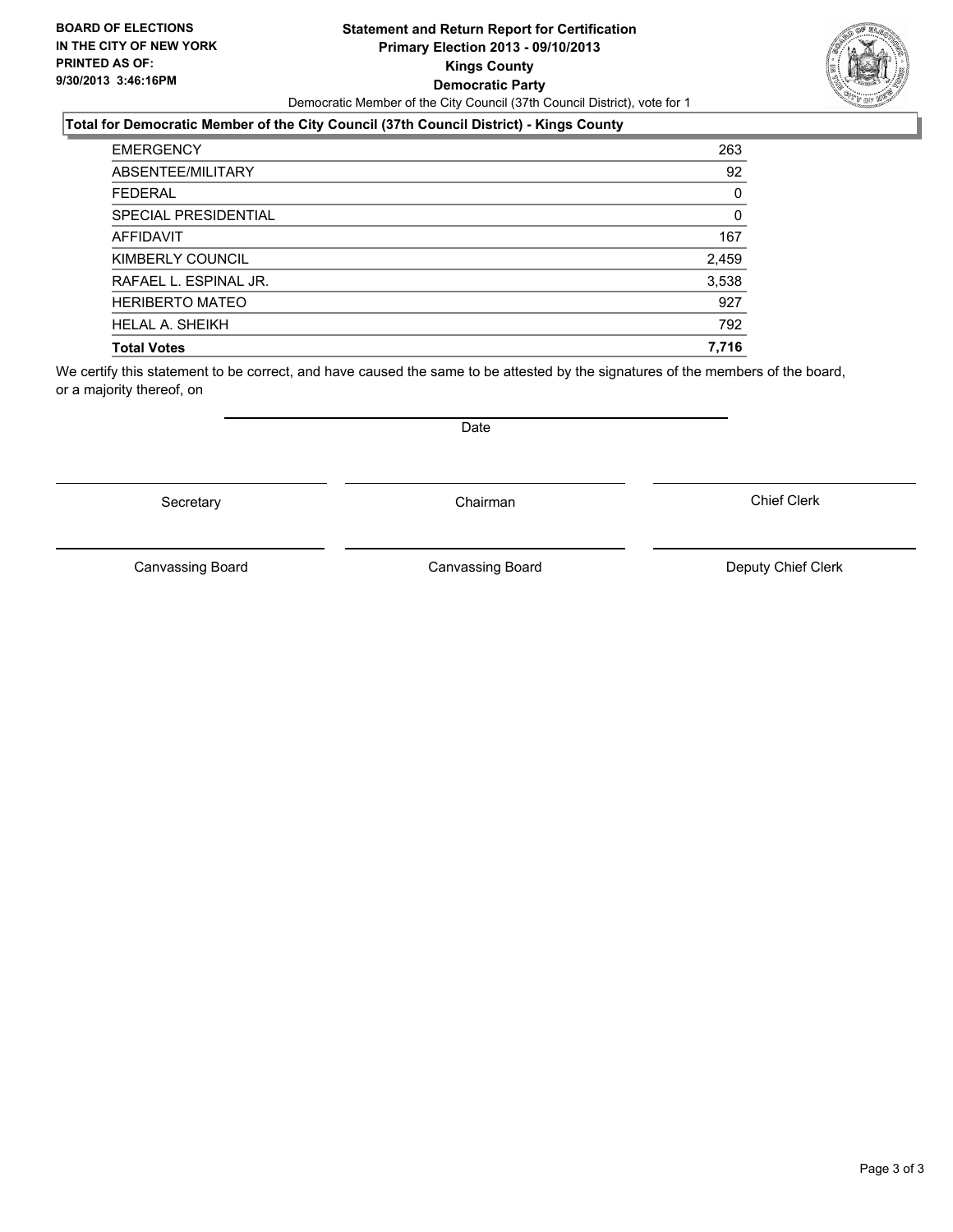**BOARD OF ELECTIONS IN THE CITY OF NEW YORK**
**PRINTED AS OF: 9/30/2013 3:46:16PM**

# Statement and Return Report for Certification
## Primary Election 2013 - 09/10/2013
## Kings County
## Democratic Party

Democratic Member of the City Council (37th Council District), vote for 1

### Total for Democratic Member of the City Council (37th Council District) - Kings County

| | |
|---|---|
| EMERGENCY | 263 |
| ABSENTEE/MILITARY | 92 |
| FEDERAL | 0 |
| SPECIAL PRESIDENTIAL | 0 |
| AFFIDAVIT | 167 |
| KIMBERLY COUNCIL | 2,459 |
| RAFAEL L. ESPINAL JR. | 3,538 |
| HERIBERTO MATEO | 927 |
| HELAL A. SHEIKH | 792 |
| **Total Votes** | **7,716** |

We certify this statement to be correct, and have caused the same to be attested by the signatures of the members of the board, or a majority thereof, on

Date

Secretary | Chairman | Chief Clerk

Canvassing Board | Canvassing Board | Deputy Chief Clerk